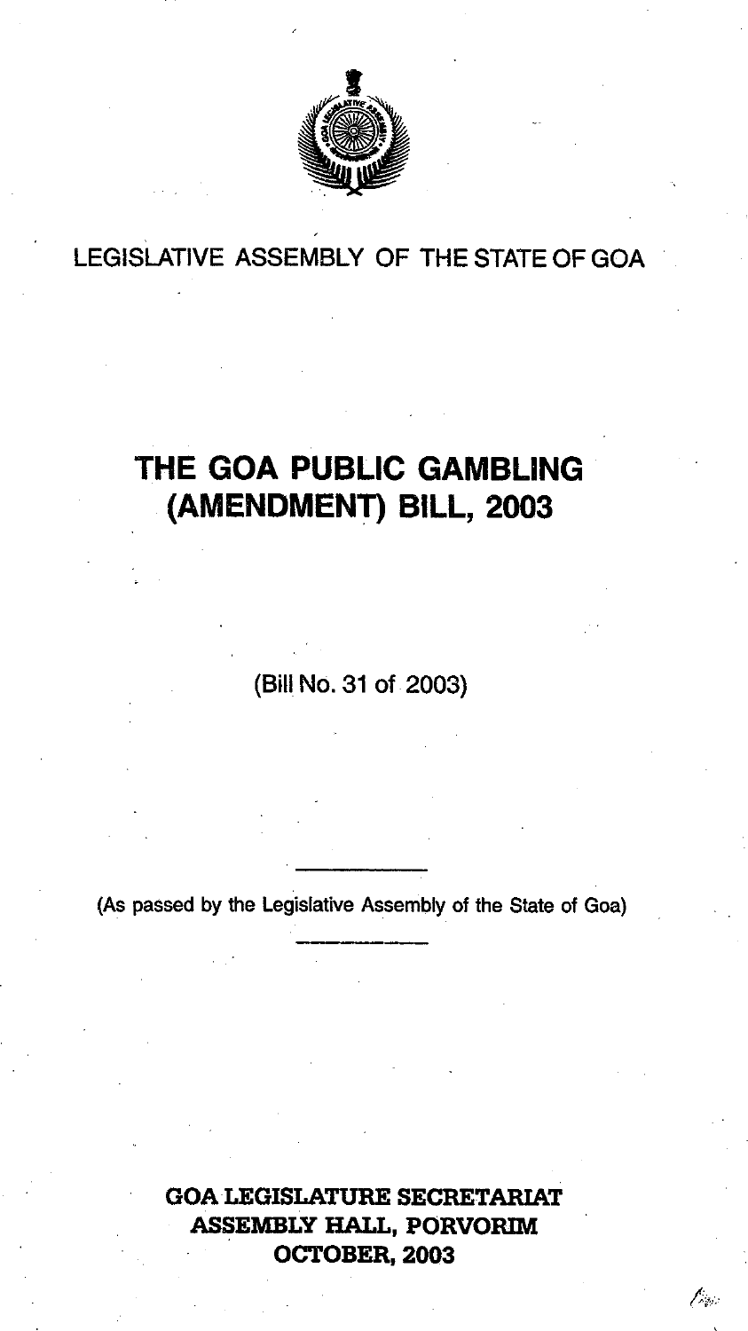LEGISLATIVE ASSEMBLY OF THE STATE OF GOA

# THE GOA PUBLIC GAMBLING (AMENDMENT) BILL, 2003

(Bill No. 31 of 2003)

(As passed by the Legislative Assembly of the State of Goa)

**GOA LEGISLATURE SECRETARIAT**
**ASSEMBLY HALL, PORVORIM**
**OCTOBER, 2003**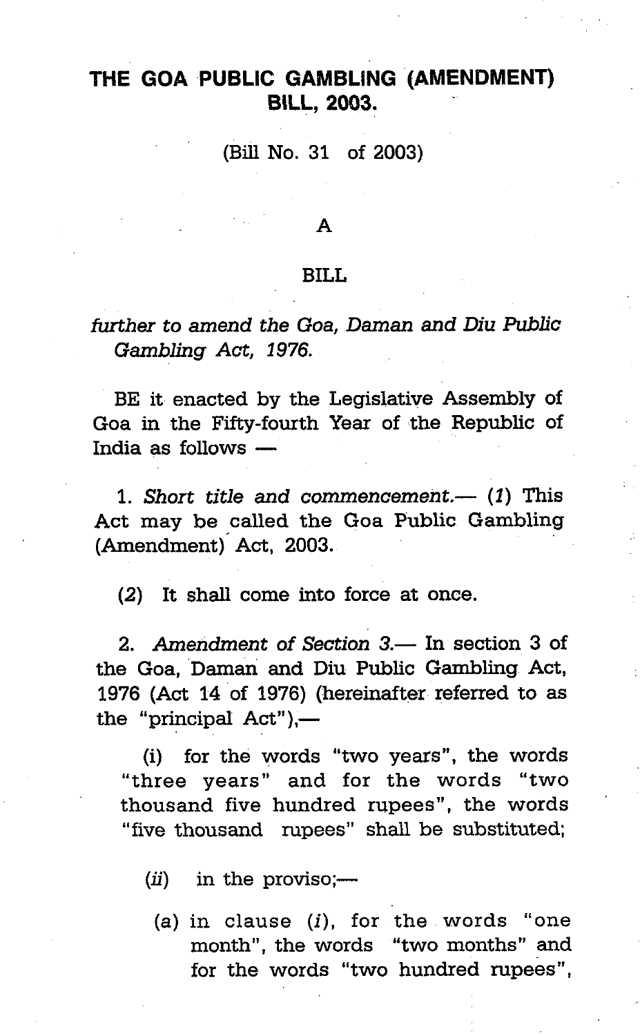# THE GOA PUBLIC GAMBLING (AMENDMENT) BILL, 2003.

(Bill No. 31 of 2003)

A

BILL

*further to amend the Goa, Daman and Diu Public Gambling Act, 1976.*

BE it enacted by the Legislative Assembly of Goa in the Fifty-fourth Year of the Republic of India as follows —

1. *Short title and commencement.*— (*1*) This Act may be called the Goa Public Gambling (Amendment) Act, 2003.

(*2*) It shall come into force at once.

2. *Amendment of Section 3.*— In section 3 of the Goa, Daman and Diu Public Gambling Act, 1976 (Act 14 of 1976) (hereinafter referred to as the "principal Act"),—

(i) for the words "two years", the words "three years" and for the words "two thousand five hundred rupees", the words "five thousand rupees" shall be substituted;

(*ii*) in the proviso;—

(a) in clause (*i*), for the words "one month", the words "two months" and for the words "two hundred rupees",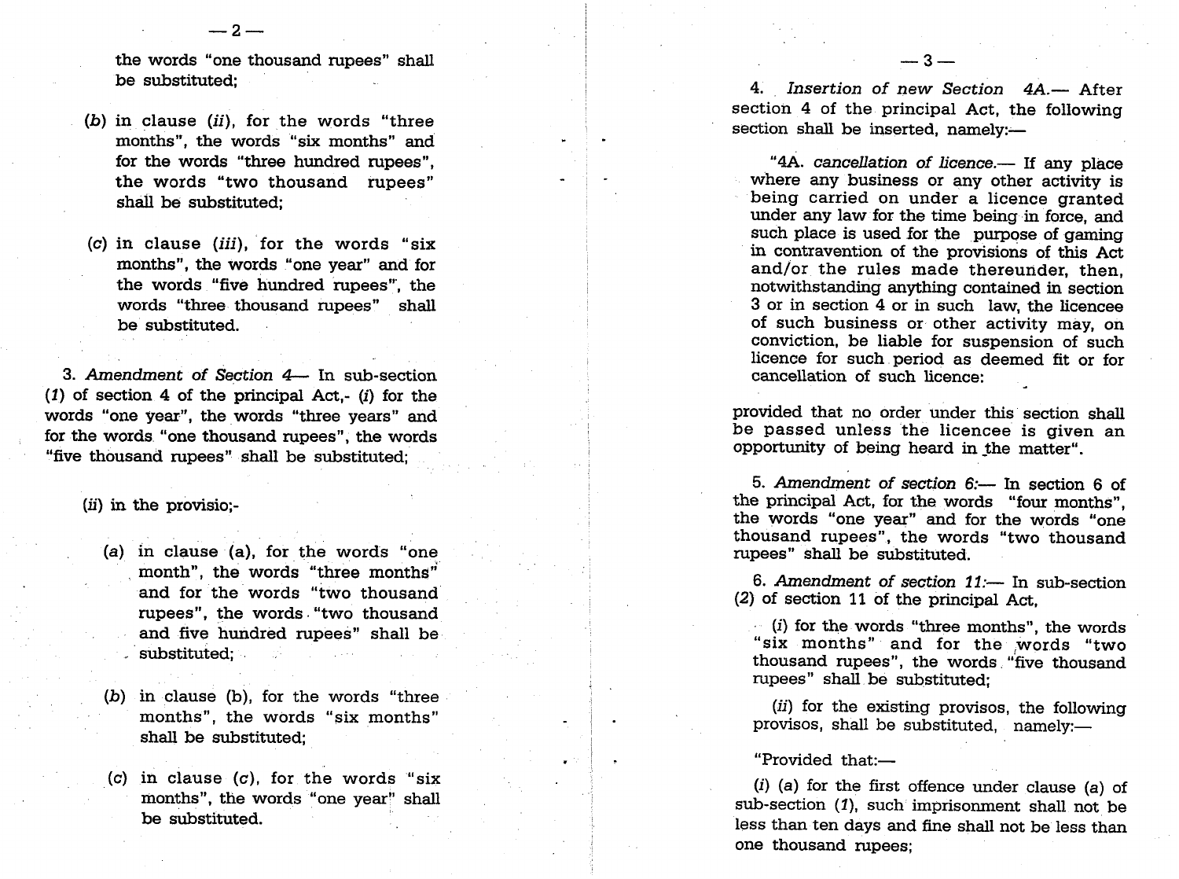the words "one thousand rupees" shall be substituted;

(*b*) in clause (*ii*), for the words "three months", the words "six months" and for the words "three hundred rupees", the words "two thousand rupees" shall be substituted;

(*c*) in clause (*iii*), for the words "six months", the words "one year" and for the words "five hundred rupees", the words "three thousand rupees" shall be substituted.

3. *Amendment of Section 4*— In sub-section (*1*) of section 4 of the principal Act,- (*i*) for the words "one year", the words "three years" and for the words "one thousand rupees", the words "five thousand rupees" shall be substituted;

(*ii*) in the provisio;-

(*a*) in clause (a), for the words "one month", the words "three months" and for the words "two thousand rupees", the words "two thousand and five hundred rupees" shall be substituted;

(*b*) in clause (b), for the words "three months", the words "six months" shall be substituted;

(*c*) in clause (*c*), for the words "six months", the words "one year" shall be substituted.

4. *Insertion of new Section 4A.*— After section 4 of the principal Act, the following section shall be inserted, namely:—

"4A. *cancellation of licence.*— If any place where any business or any other activity is being carried on under a licence granted under any law for the time being in force, and such place is used for the purpose of gaming in contravention of the provisions of this Act and/or the rules made thereunder, then, notwithstanding anything contained in section 3 or in section 4 or in such law, the licencee of such business or other activity may, on conviction, be liable for suspension of such licence for such period as deemed fit or for cancellation of such licence:

provided that no order under this section shall be passed unless the licencee is given an opportunity of being heard in the matter".

5. *Amendment of section 6:*— In section 6 of the principal Act, for the words "four months", the words "one year" and for the words "one thousand rupees", the words "two thousand rupees" shall be substituted.

6. *Amendment of section 11:*— In sub-section (*2*) of section 11 of the principal Act,

(*i*) for the words "three months", the words "six months" and for the words "two thousand rupees", the words "five thousand rupees" shall be substituted;

(*ii*) for the existing provisos, the following provisos, shall be substituted, namely:—

"Provided that:—

(*i*) (*a*) for the first offence under clause (*a*) of sub-section (*1*), such imprisonment shall not be less than ten days and fine shall not be less than one thousand rupees;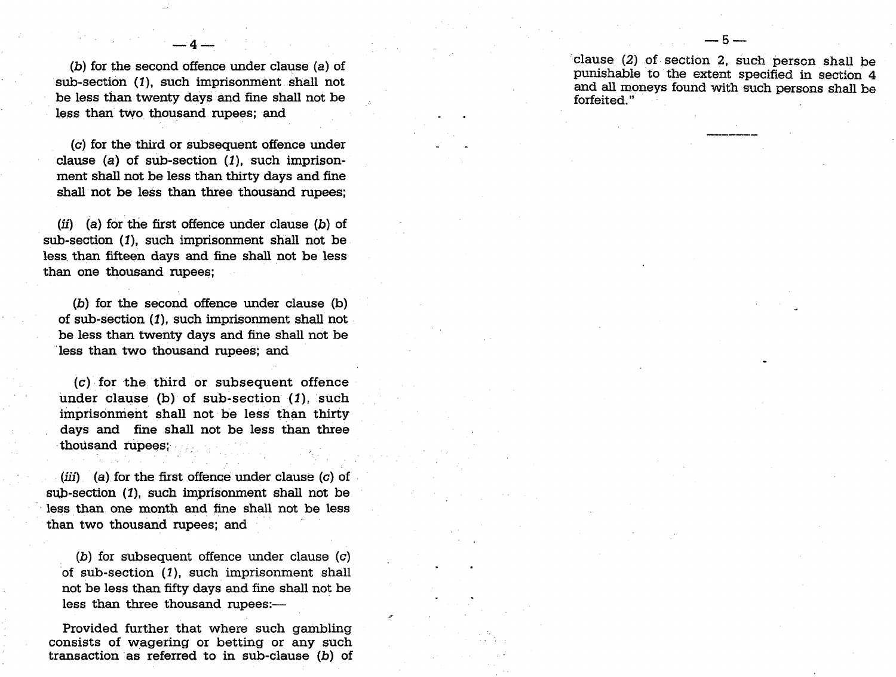(*b*) for the second offence under clause (*a*) of sub-section (*1*), such imprisonment shall not be less than twenty days and fine shall not be less than two thousand rupees; and

(*c*) for the third or subsequent offence under clause (*a*) of sub-section (*1*), such imprisonment shall not be less than thirty days and fine shall not be less than three thousand rupees;

(*ii*) (a) for the first offence under clause (*b*) of sub-section (*1*), such imprisonment shall not be less than fifteen days and fine shall not be less than one thousand rupees;

(*b*) for the second offence under clause (b) of sub-section (*1*), such imprisonment shall not be less than twenty days and fine shall not be less than two thousand rupees; and

(*c*) for the third or subsequent offence under clause (b) of sub-section (*1*), such imprisonment shall not be less than thirty days and fine shall not be less than three thousand rupees;

(*iii*) (a) for the first offence under clause (*c*) of sub-section (*1*), such imprisonment shall not be less than one month and fine shall not be less than two thousand rupees; and

(*b*) for subsequent offence under clause (*c*) of sub-section (*1*), such imprisonment shall not be less than fifty days and fine shall not be less than three thousand rupees:—

Provided further that where such gambling consists of wagering or betting or any such transaction as referred to in sub-clause (*b*) of clause (*2*) of section 2, such person shall be punishable to the extent specified in section 4 and all moneys found with such persons shall be forfeited."

---